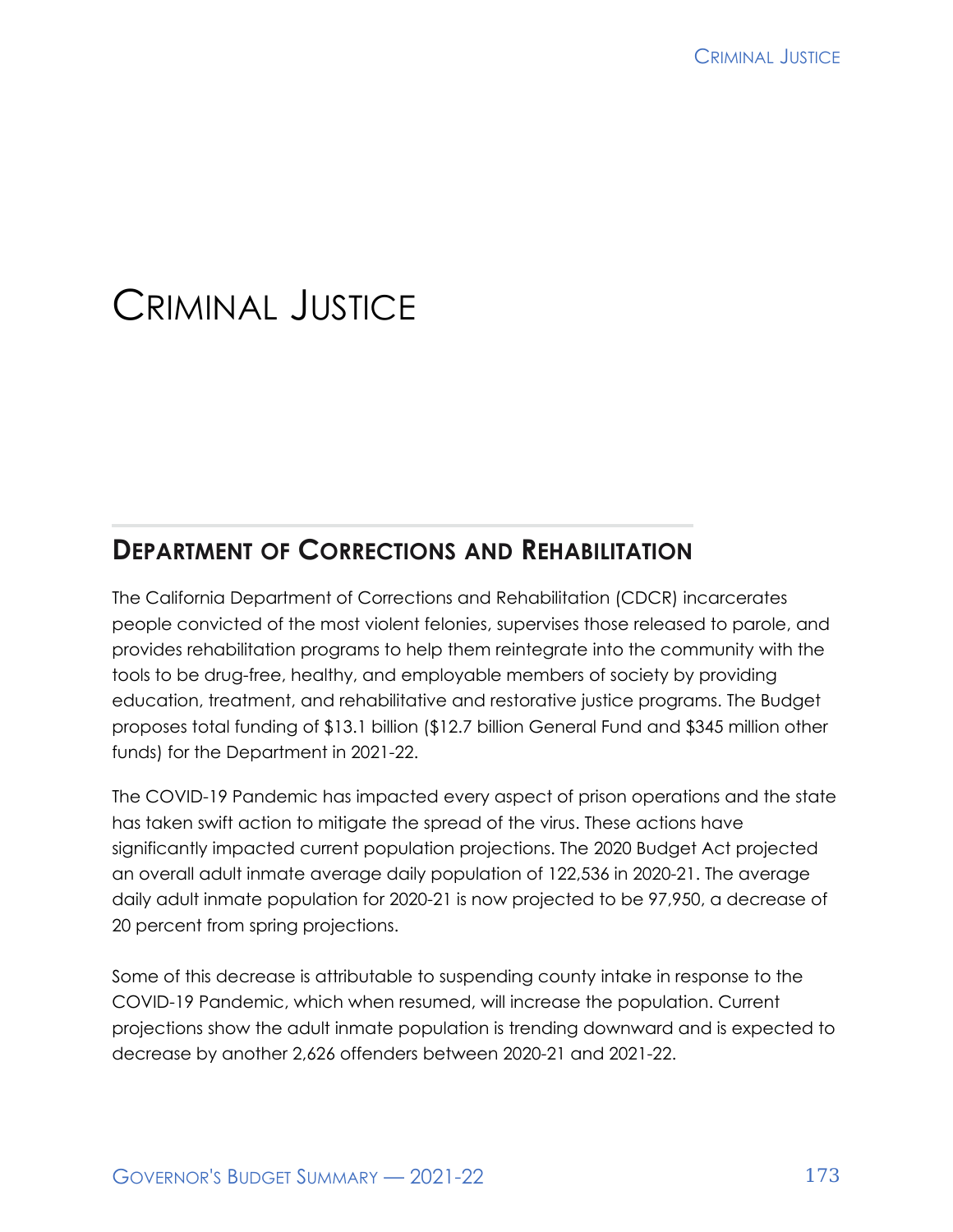# Criminal Justice

## Department of Corrections and Rehabilitation

The California Department of Corrections and Rehabilitation (CDCR) incarcerates people convicted of the most violent felonies, supervises those released to parole, and provides rehabilitation programs to help them reintegrate into the community with the tools to be drug-free, healthy, and employable members of society by providing education, treatment, and rehabilitative and restorative justice programs. The Budget proposes total funding of $13.1 billion ($12.7 billion General Fund and $345 million other funds) for the Department in 2021-22.

The COVID-19 Pandemic has impacted every aspect of prison operations and the state has taken swift action to mitigate the spread of the virus. These actions have significantly impacted current population projections. The 2020 Budget Act projected an overall adult inmate average daily population of 122,536 in 2020-21. The average daily adult inmate population for 2020-21 is now projected to be 97,950, a decrease of 20 percent from spring projections.

Some of this decrease is attributable to suspending county intake in response to the COVID-19 Pandemic, which when resumed, will increase the population. Current projections show the adult inmate population is trending downward and is expected to decrease by another 2,626 offenders between 2020-21 and 2021-22.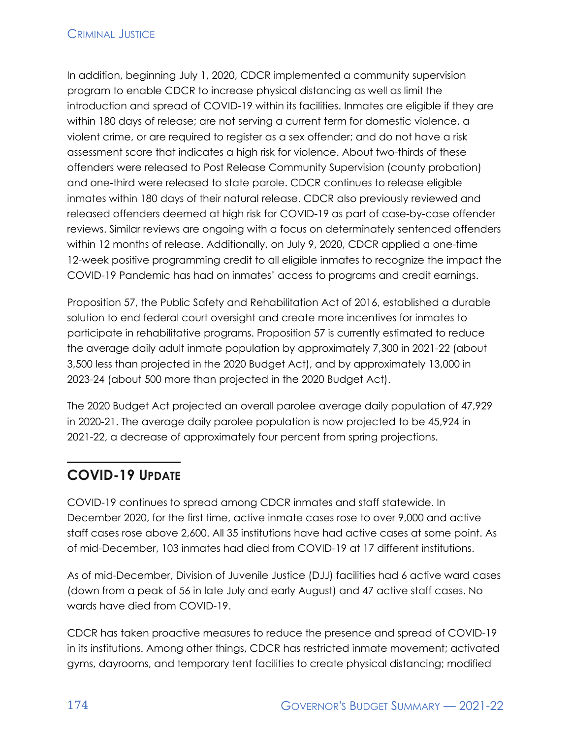In addition, beginning July 1, 2020, CDCR implemented a community supervision program to enable CDCR to increase physical distancing as well as limit the introduction and spread of COVID-19 within its facilities. Inmates are eligible if they are within 180 days of release; are not serving a current term for domestic violence, a violent crime, or are required to register as a sex offender; and do not have a risk assessment score that indicates a high risk for violence. About two-thirds of these offenders were released to Post Release Community Supervision (county probation) and one-third were released to state parole. CDCR continues to release eligible inmates within 180 days of their natural release. CDCR also previously reviewed and released offenders deemed at high risk for COVID-19 as part of case-by-case offender reviews. Similar reviews are ongoing with a focus on determinately sentenced offenders within 12 months of release. Additionally, on July 9, 2020, CDCR applied a one-time 12-week positive programming credit to all eligible inmates to recognize the impact the COVID-19 Pandemic has had on inmates' access to programs and credit earnings.

Proposition 57, the Public Safety and Rehabilitation Act of 2016, established a durable solution to end federal court oversight and create more incentives for inmates to participate in rehabilitative programs. Proposition 57 is currently estimated to reduce the average daily adult inmate population by approximately 7,300 in 2021-22 (about 3,500 less than projected in the 2020 Budget Act), and by approximately 13,000 in 2023-24 (about 500 more than projected in the 2020 Budget Act).

The 2020 Budget Act projected an overall parolee average daily population of 47,929 in 2020-21. The average daily parolee population is now projected to be 45,924 in 2021-22, a decrease of approximately four percent from spring projections.

## COVID-19 Update

COVID-19 continues to spread among CDCR inmates and staff statewide. In December 2020, for the first time, active inmate cases rose to over 9,000 and active staff cases rose above 2,600. All 35 institutions have had active cases at some point. As of mid-December, 103 inmates had died from COVID-19 at 17 different institutions.

As of mid-December, Division of Juvenile Justice (DJJ) facilities had 6 active ward cases (down from a peak of 56 in late July and early August) and 47 active staff cases. No wards have died from COVID-19.

CDCR has taken proactive measures to reduce the presence and spread of COVID-19 in its institutions. Among other things, CDCR has restricted inmate movement; activated gyms, dayrooms, and temporary tent facilities to create physical distancing; modified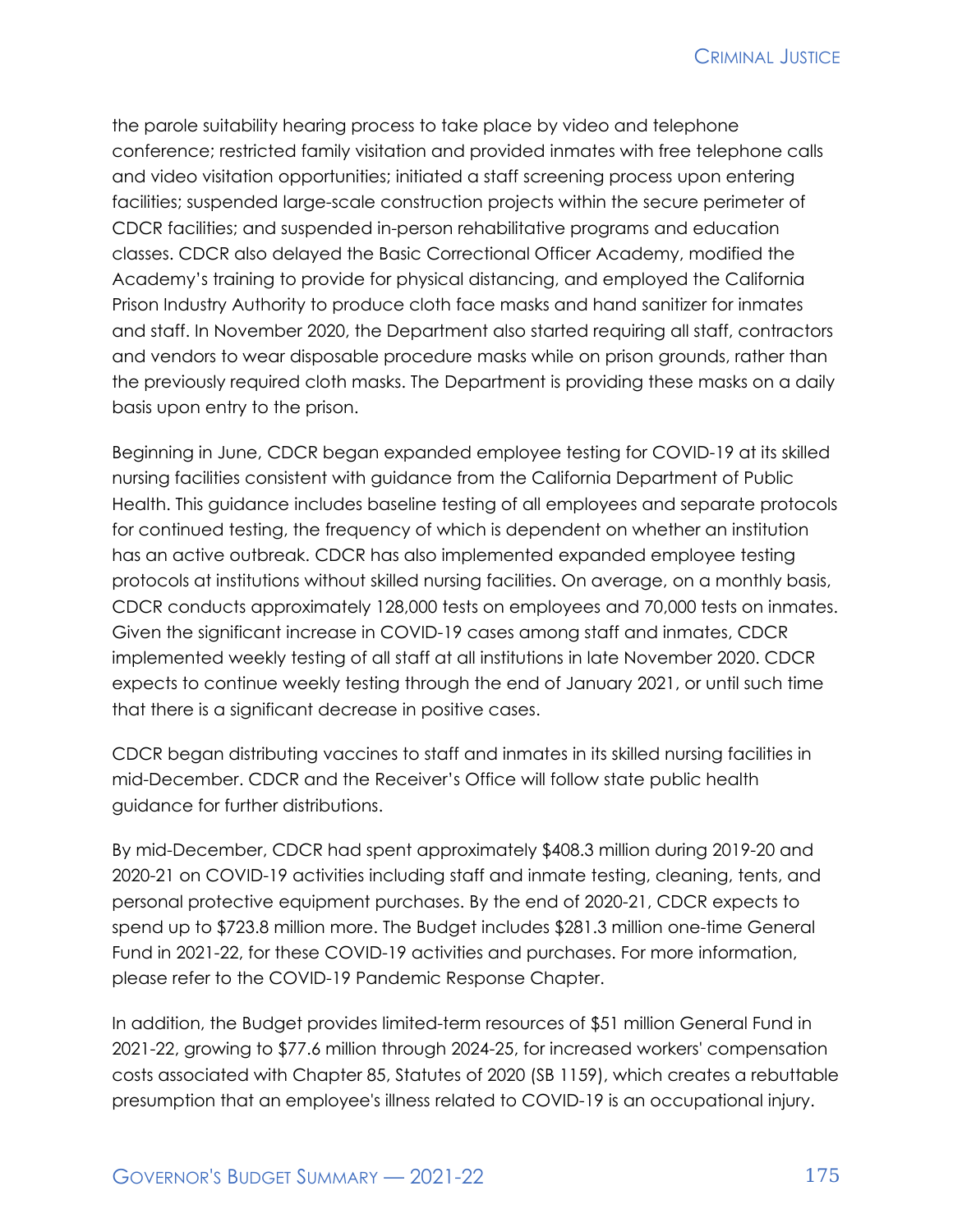the parole suitability hearing process to take place by video and telephone conference; restricted family visitation and provided inmates with free telephone calls and video visitation opportunities; initiated a staff screening process upon entering facilities; suspended large-scale construction projects within the secure perimeter of CDCR facilities; and suspended in-person rehabilitative programs and education classes. CDCR also delayed the Basic Correctional Officer Academy, modified the Academy's training to provide for physical distancing, and employed the California Prison Industry Authority to produce cloth face masks and hand sanitizer for inmates and staff. In November 2020, the Department also started requiring all staff, contractors and vendors to wear disposable procedure masks while on prison grounds, rather than the previously required cloth masks. The Department is providing these masks on a daily basis upon entry to the prison.

Beginning in June, CDCR began expanded employee testing for COVID-19 at its skilled nursing facilities consistent with guidance from the California Department of Public Health. This guidance includes baseline testing of all employees and separate protocols for continued testing, the frequency of which is dependent on whether an institution has an active outbreak. CDCR has also implemented expanded employee testing protocols at institutions without skilled nursing facilities. On average, on a monthly basis, CDCR conducts approximately 128,000 tests on employees and 70,000 tests on inmates. Given the significant increase in COVID-19 cases among staff and inmates, CDCR implemented weekly testing of all staff at all institutions in late November 2020. CDCR expects to continue weekly testing through the end of January 2021, or until such time that there is a significant decrease in positive cases.

CDCR began distributing vaccines to staff and inmates in its skilled nursing facilities in mid-December. CDCR and the Receiver's Office will follow state public health guidance for further distributions.

By mid-December, CDCR had spent approximately $408.3 million during 2019-20 and 2020-21 on COVID-19 activities including staff and inmate testing, cleaning, tents, and personal protective equipment purchases. By the end of 2020-21, CDCR expects to spend up to $723.8 million more. The Budget includes $281.3 million one-time General Fund in 2021-22, for these COVID-19 activities and purchases. For more information, please refer to the COVID-19 Pandemic Response Chapter.

In addition, the Budget provides limited-term resources of $51 million General Fund in 2021-22, growing to $77.6 million through 2024-25, for increased workers' compensation costs associated with Chapter 85, Statutes of 2020 (SB 1159), which creates a rebuttable presumption that an employee's illness related to COVID-19 is an occupational injury.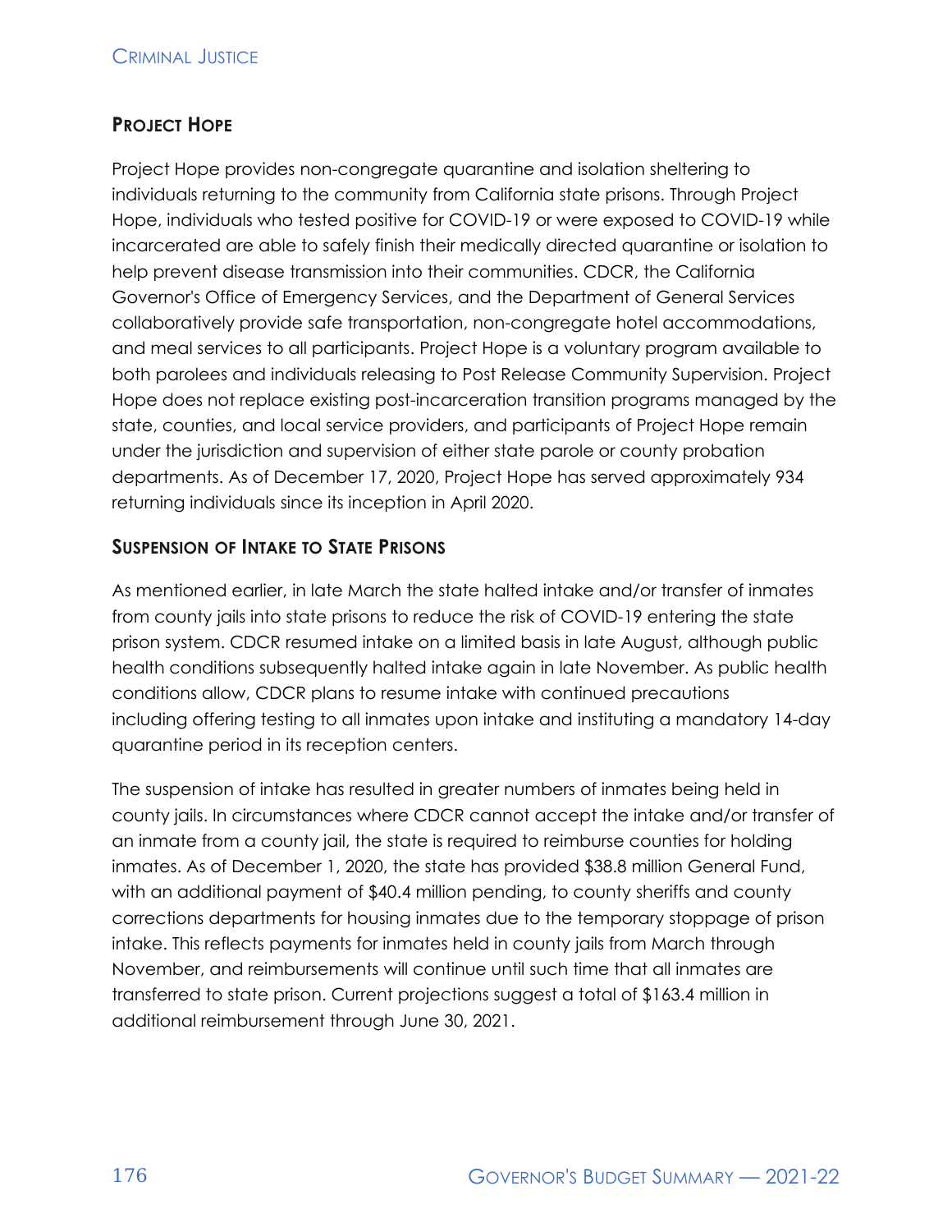## Project Hope

Project Hope provides non-congregate quarantine and isolation sheltering to individuals returning to the community from California state prisons. Through Project Hope, individuals who tested positive for COVID-19 or were exposed to COVID-19 while incarcerated are able to safely finish their medically directed quarantine or isolation to help prevent disease transmission into their communities. CDCR, the California Governor's Office of Emergency Services, and the Department of General Services collaboratively provide safe transportation, non-congregate hotel accommodations, and meal services to all participants. Project Hope is a voluntary program available to both parolees and individuals releasing to Post Release Community Supervision. Project Hope does not replace existing post-incarceration transition programs managed by the state, counties, and local service providers, and participants of Project Hope remain under the jurisdiction and supervision of either state parole or county probation departments. As of December 17, 2020, Project Hope has served approximately 934 returning individuals since its inception in April 2020.

## Suspension of Intake to State Prisons

As mentioned earlier, in late March the state halted intake and/or transfer of inmates from county jails into state prisons to reduce the risk of COVID-19 entering the state prison system. CDCR resumed intake on a limited basis in late August, although public health conditions subsequently halted intake again in late November. As public health conditions allow, CDCR plans to resume intake with continued precautions including offering testing to all inmates upon intake and instituting a mandatory 14-day quarantine period in its reception centers.

The suspension of intake has resulted in greater numbers of inmates being held in county jails. In circumstances where CDCR cannot accept the intake and/or transfer of an inmate from a county jail, the state is required to reimburse counties for holding inmates. As of December 1, 2020, the state has provided $38.8 million General Fund, with an additional payment of $40.4 million pending, to county sheriffs and county corrections departments for housing inmates due to the temporary stoppage of prison intake. This reflects payments for inmates held in county jails from March through November, and reimbursements will continue until such time that all inmates are transferred to state prison. Current projections suggest a total of $163.4 million in additional reimbursement through June 30, 2021.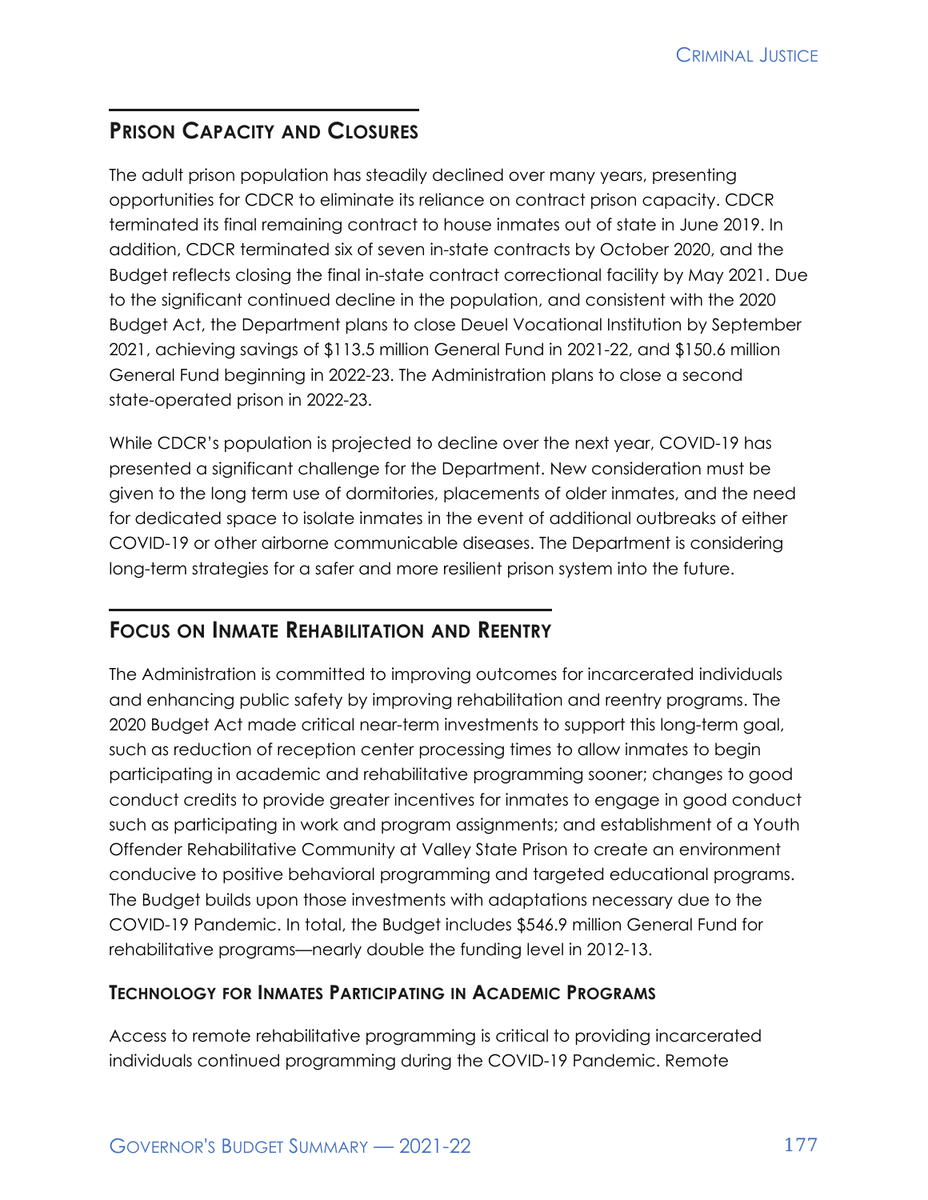## Prison Capacity and Closures

The adult prison population has steadily declined over many years, presenting opportunities for CDCR to eliminate its reliance on contract prison capacity. CDCR terminated its final remaining contract to house inmates out of state in June 2019. In addition, CDCR terminated six of seven in-state contracts by October 2020, and the Budget reflects closing the final in-state contract correctional facility by May 2021. Due to the significant continued decline in the population, and consistent with the 2020 Budget Act, the Department plans to close Deuel Vocational Institution by September 2021, achieving savings of $113.5 million General Fund in 2021-22, and $150.6 million General Fund beginning in 2022-23. The Administration plans to close a second state-operated prison in 2022-23.

While CDCR's population is projected to decline over the next year, COVID-19 has presented a significant challenge for the Department. New consideration must be given to the long term use of dormitories, placements of older inmates, and the need for dedicated space to isolate inmates in the event of additional outbreaks of either COVID-19 or other airborne communicable diseases. The Department is considering long-term strategies for a safer and more resilient prison system into the future.

## Focus on Inmate Rehabilitation and Reentry

The Administration is committed to improving outcomes for incarcerated individuals and enhancing public safety by improving rehabilitation and reentry programs. The 2020 Budget Act made critical near-term investments to support this long-term goal, such as reduction of reception center processing times to allow inmates to begin participating in academic and rehabilitative programming sooner; changes to good conduct credits to provide greater incentives for inmates to engage in good conduct such as participating in work and program assignments; and establishment of a Youth Offender Rehabilitative Community at Valley State Prison to create an environment conducive to positive behavioral programming and targeted educational programs. The Budget builds upon those investments with adaptations necessary due to the COVID-19 Pandemic. In total, the Budget includes $546.9 million General Fund for rehabilitative programs—nearly double the funding level in 2012-13.

### Technology for Inmates Participating in Academic Programs

Access to remote rehabilitative programming is critical to providing incarcerated individuals continued programming during the COVID-19 Pandemic. Remote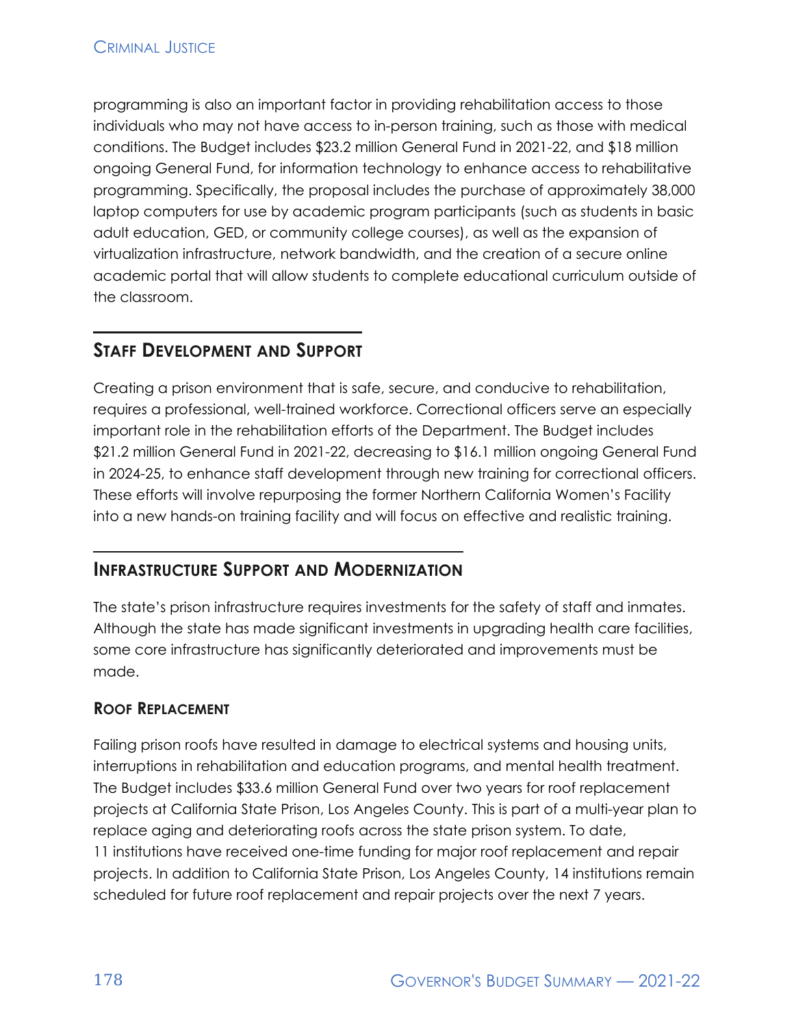programming is also an important factor in providing rehabilitation access to those individuals who may not have access to in-person training, such as those with medical conditions. The Budget includes $23.2 million General Fund in 2021-22, and $18 million ongoing General Fund, for information technology to enhance access to rehabilitative programming. Specifically, the proposal includes the purchase of approximately 38,000 laptop computers for use by academic program participants (such as students in basic adult education, GED, or community college courses), as well as the expansion of virtualization infrastructure, network bandwidth, and the creation of a secure online academic portal that will allow students to complete educational curriculum outside of the classroom.

## Staff Development and Support

Creating a prison environment that is safe, secure, and conducive to rehabilitation, requires a professional, well-trained workforce. Correctional officers serve an especially important role in the rehabilitation efforts of the Department. The Budget includes $21.2 million General Fund in 2021-22, decreasing to $16.1 million ongoing General Fund in 2024-25, to enhance staff development through new training for correctional officers. These efforts will involve repurposing the former Northern California Women's Facility into a new hands-on training facility and will focus on effective and realistic training.

## Infrastructure Support and Modernization

The state's prison infrastructure requires investments for the safety of staff and inmates. Although the state has made significant investments in upgrading health care facilities, some core infrastructure has significantly deteriorated and improvements must be made.

### Roof Replacement

Failing prison roofs have resulted in damage to electrical systems and housing units, interruptions in rehabilitation and education programs, and mental health treatment. The Budget includes $33.6 million General Fund over two years for roof replacement projects at California State Prison, Los Angeles County. This is part of a multi-year plan to replace aging and deteriorating roofs across the state prison system. To date, 11 institutions have received one-time funding for major roof replacement and repair projects. In addition to California State Prison, Los Angeles County, 14 institutions remain scheduled for future roof replacement and repair projects over the next 7 years.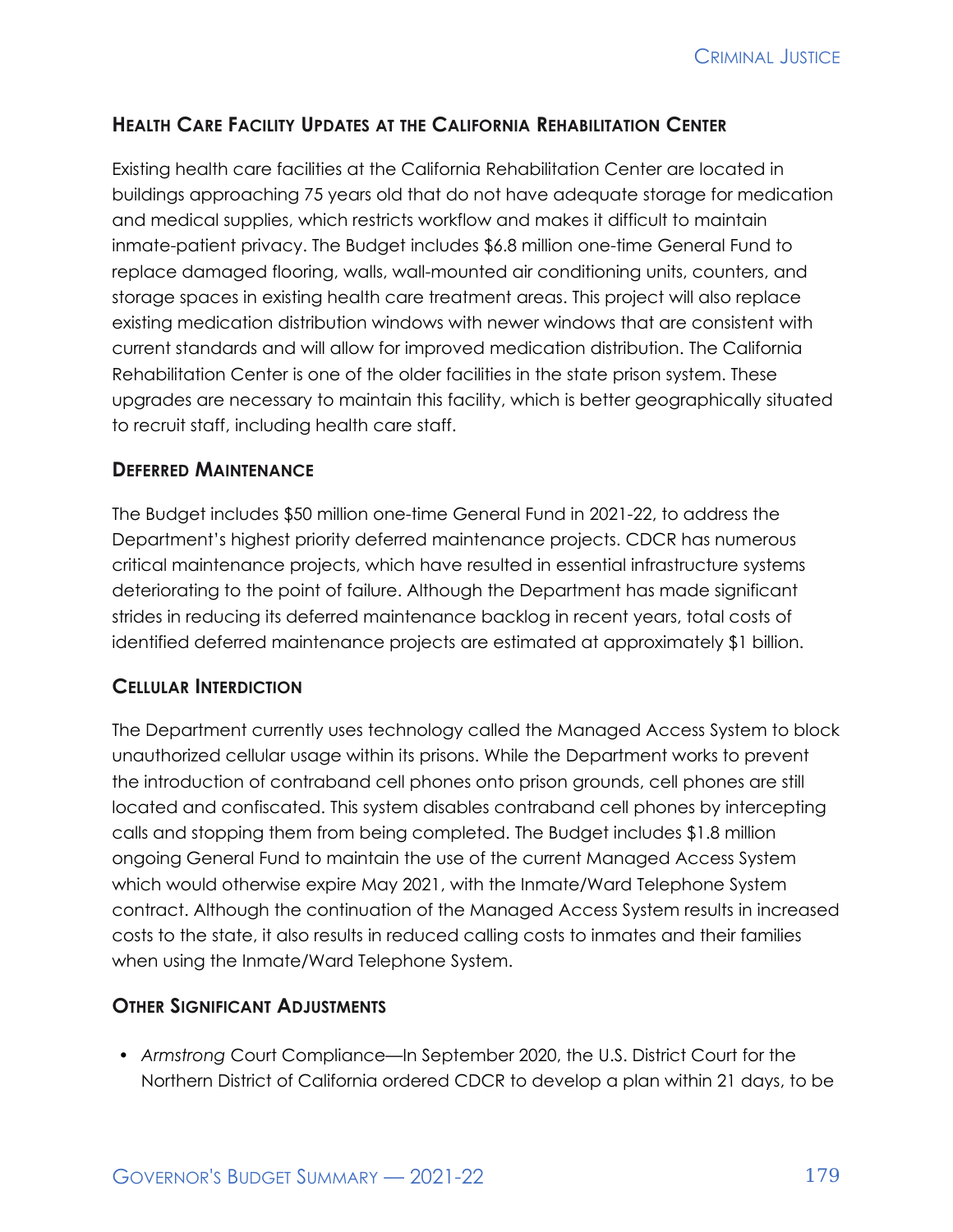### Health Care Facility Updates at the California Rehabilitation Center

Existing health care facilities at the California Rehabilitation Center are located in buildings approaching 75 years old that do not have adequate storage for medication and medical supplies, which restricts workflow and makes it difficult to maintain inmate-patient privacy. The Budget includes $6.8 million one-time General Fund to replace damaged flooring, walls, wall-mounted air conditioning units, counters, and storage spaces in existing health care treatment areas. This project will also replace existing medication distribution windows with newer windows that are consistent with current standards and will allow for improved medication distribution. The California Rehabilitation Center is one of the older facilities in the state prison system. These upgrades are necessary to maintain this facility, which is better geographically situated to recruit staff, including health care staff.

### Deferred Maintenance

The Budget includes $50 million one-time General Fund in 2021-22, to address the Department's highest priority deferred maintenance projects. CDCR has numerous critical maintenance projects, which have resulted in essential infrastructure systems deteriorating to the point of failure. Although the Department has made significant strides in reducing its deferred maintenance backlog in recent years, total costs of identified deferred maintenance projects are estimated at approximately $1 billion.

### Cellular Interdiction

The Department currently uses technology called the Managed Access System to block unauthorized cellular usage within its prisons. While the Department works to prevent the introduction of contraband cell phones onto prison grounds, cell phones are still located and confiscated. This system disables contraband cell phones by intercepting calls and stopping them from being completed. The Budget includes $1.8 million ongoing General Fund to maintain the use of the current Managed Access System which would otherwise expire May 2021, with the Inmate/Ward Telephone System contract. Although the continuation of the Managed Access System results in increased costs to the state, it also results in reduced calling costs to inmates and their families when using the Inmate/Ward Telephone System.

### Other Significant Adjustments

- *Armstrong* Court Compliance—In September 2020, the U.S. District Court for the Northern District of California ordered CDCR to develop a plan within 21 days, to be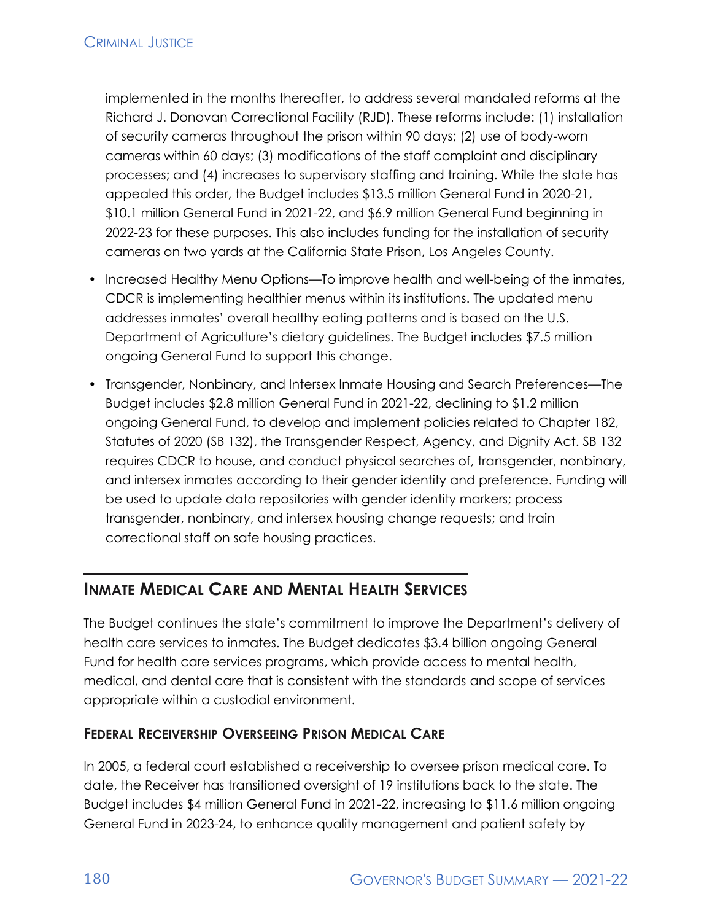implemented in the months thereafter, to address several mandated reforms at the Richard J. Donovan Correctional Facility (RJD). These reforms include: (1) installation of security cameras throughout the prison within 90 days; (2) use of body-worn cameras within 60 days; (3) modifications of the staff complaint and disciplinary processes; and (4) increases to supervisory staffing and training. While the state has appealed this order, the Budget includes $13.5 million General Fund in 2020-21, $10.1 million General Fund in 2021-22, and $6.9 million General Fund beginning in 2022-23 for these purposes. This also includes funding for the installation of security cameras on two yards at the California State Prison, Los Angeles County.

- Increased Healthy Menu Options—To improve health and well-being of the inmates, CDCR is implementing healthier menus within its institutions. The updated menu addresses inmates' overall healthy eating patterns and is based on the U.S. Department of Agriculture's dietary guidelines. The Budget includes $7.5 million ongoing General Fund to support this change.
- Transgender, Nonbinary, and Intersex Inmate Housing and Search Preferences—The Budget includes $2.8 million General Fund in 2021-22, declining to $1.2 million ongoing General Fund, to develop and implement policies related to Chapter 182, Statutes of 2020 (SB 132), the Transgender Respect, Agency, and Dignity Act. SB 132 requires CDCR to house, and conduct physical searches of, transgender, nonbinary, and intersex inmates according to their gender identity and preference. Funding will be used to update data repositories with gender identity markers; process transgender, nonbinary, and intersex housing change requests; and train correctional staff on safe housing practices.

## Inmate Medical Care and Mental Health Services

The Budget continues the state's commitment to improve the Department's delivery of health care services to inmates. The Budget dedicates $3.4 billion ongoing General Fund for health care services programs, which provide access to mental health, medical, and dental care that is consistent with the standards and scope of services appropriate within a custodial environment.

### Federal Receivership Overseeing Prison Medical Care

In 2005, a federal court established a receivership to oversee prison medical care. To date, the Receiver has transitioned oversight of 19 institutions back to the state. The Budget includes $4 million General Fund in 2021-22, increasing to $11.6 million ongoing General Fund in 2023-24, to enhance quality management and patient safety by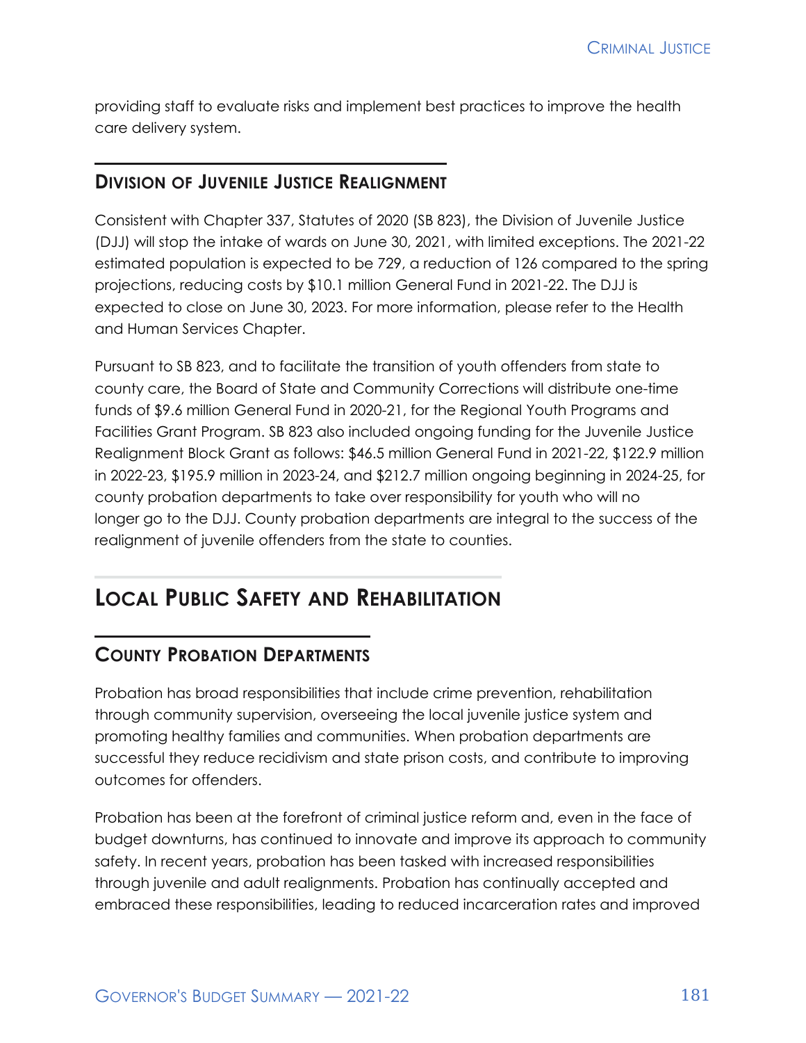providing staff to evaluate risks and implement best practices to improve the health care delivery system.

### Division of Juvenile Justice Realignment

Consistent with Chapter 337, Statutes of 2020 (SB 823), the Division of Juvenile Justice (DJJ) will stop the intake of wards on June 30, 2021, with limited exceptions. The 2021-22 estimated population is expected to be 729, a reduction of 126 compared to the spring projections, reducing costs by $10.1 million General Fund in 2021-22. The DJJ is expected to close on June 30, 2023. For more information, please refer to the Health and Human Services Chapter.

Pursuant to SB 823, and to facilitate the transition of youth offenders from state to county care, the Board of State and Community Corrections will distribute one-time funds of $9.6 million General Fund in 2020-21, for the Regional Youth Programs and Facilities Grant Program. SB 823 also included ongoing funding for the Juvenile Justice Realignment Block Grant as follows: $46.5 million General Fund in 2021-22, $122.9 million in 2022-23, $195.9 million in 2023-24, and $212.7 million ongoing beginning in 2024-25, for county probation departments to take over responsibility for youth who will no longer go to the DJJ. County probation departments are integral to the success of the realignment of juvenile offenders from the state to counties.

## Local Public Safety and Rehabilitation

### County Probation Departments

Probation has broad responsibilities that include crime prevention, rehabilitation through community supervision, overseeing the local juvenile justice system and promoting healthy families and communities. When probation departments are successful they reduce recidivism and state prison costs, and contribute to improving outcomes for offenders.

Probation has been at the forefront of criminal justice reform and, even in the face of budget downturns, has continued to innovate and improve its approach to community safety. In recent years, probation has been tasked with increased responsibilities through juvenile and adult realignments. Probation has continually accepted and embraced these responsibilities, leading to reduced incarceration rates and improved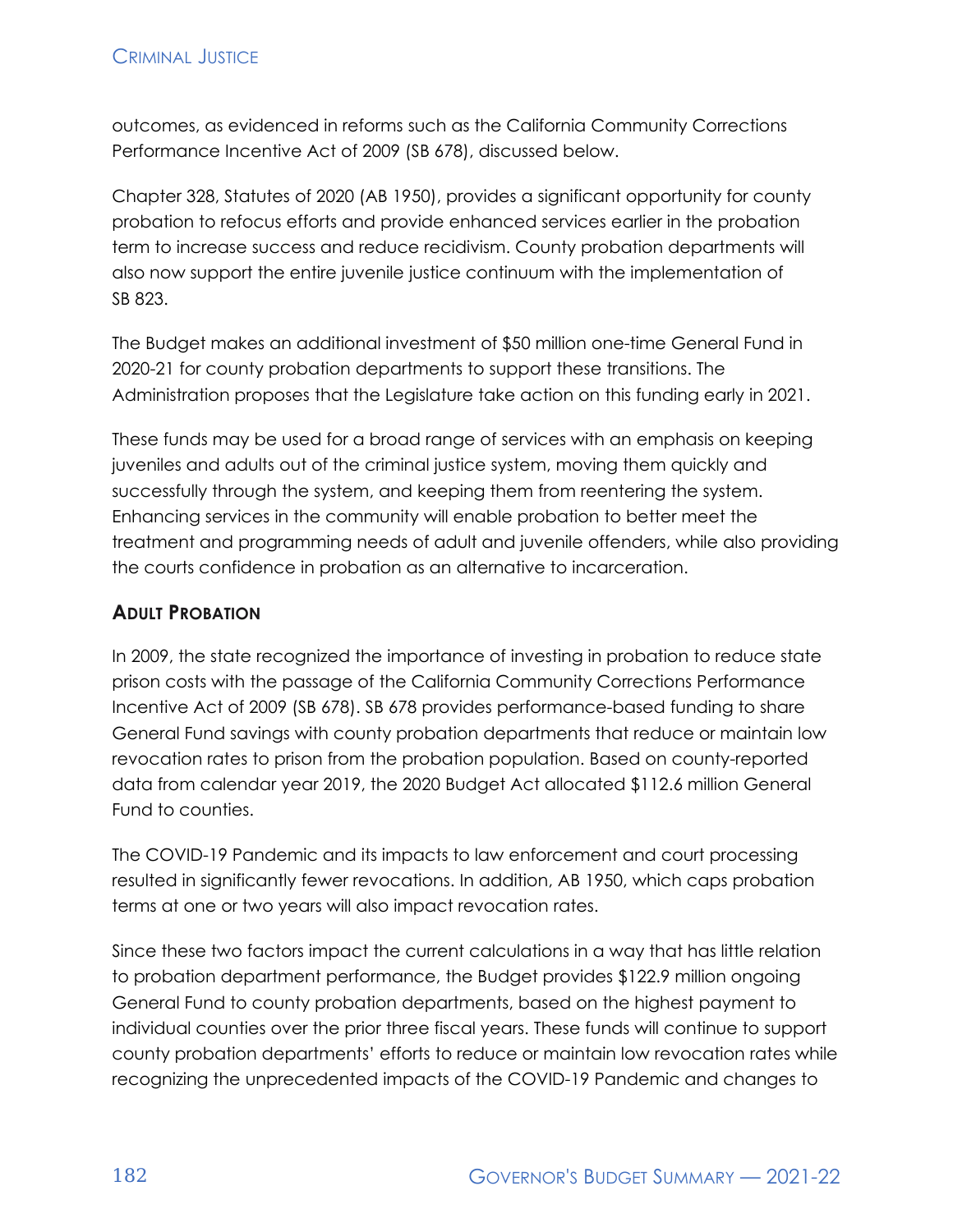outcomes, as evidenced in reforms such as the California Community Corrections Performance Incentive Act of 2009 (SB 678), discussed below.

Chapter 328, Statutes of 2020 (AB 1950), provides a significant opportunity for county probation to refocus efforts and provide enhanced services earlier in the probation term to increase success and reduce recidivism. County probation departments will also now support the entire juvenile justice continuum with the implementation of SB 823.

The Budget makes an additional investment of $50 million one-time General Fund in 2020-21 for county probation departments to support these transitions. The Administration proposes that the Legislature take action on this funding early in 2021.

These funds may be used for a broad range of services with an emphasis on keeping juveniles and adults out of the criminal justice system, moving them quickly and successfully through the system, and keeping them from reentering the system. Enhancing services in the community will enable probation to better meet the treatment and programming needs of adult and juvenile offenders, while also providing the courts confidence in probation as an alternative to incarceration.

### Adult Probation

In 2009, the state recognized the importance of investing in probation to reduce state prison costs with the passage of the California Community Corrections Performance Incentive Act of 2009 (SB 678). SB 678 provides performance-based funding to share General Fund savings with county probation departments that reduce or maintain low revocation rates to prison from the probation population. Based on county-reported data from calendar year 2019, the 2020 Budget Act allocated $112.6 million General Fund to counties.

The COVID-19 Pandemic and its impacts to law enforcement and court processing resulted in significantly fewer revocations. In addition, AB 1950, which caps probation terms at one or two years will also impact revocation rates.

Since these two factors impact the current calculations in a way that has little relation to probation department performance, the Budget provides $122.9 million ongoing General Fund to county probation departments, based on the highest payment to individual counties over the prior three fiscal years. These funds will continue to support county probation departments' efforts to reduce or maintain low revocation rates while recognizing the unprecedented impacts of the COVID-19 Pandemic and changes to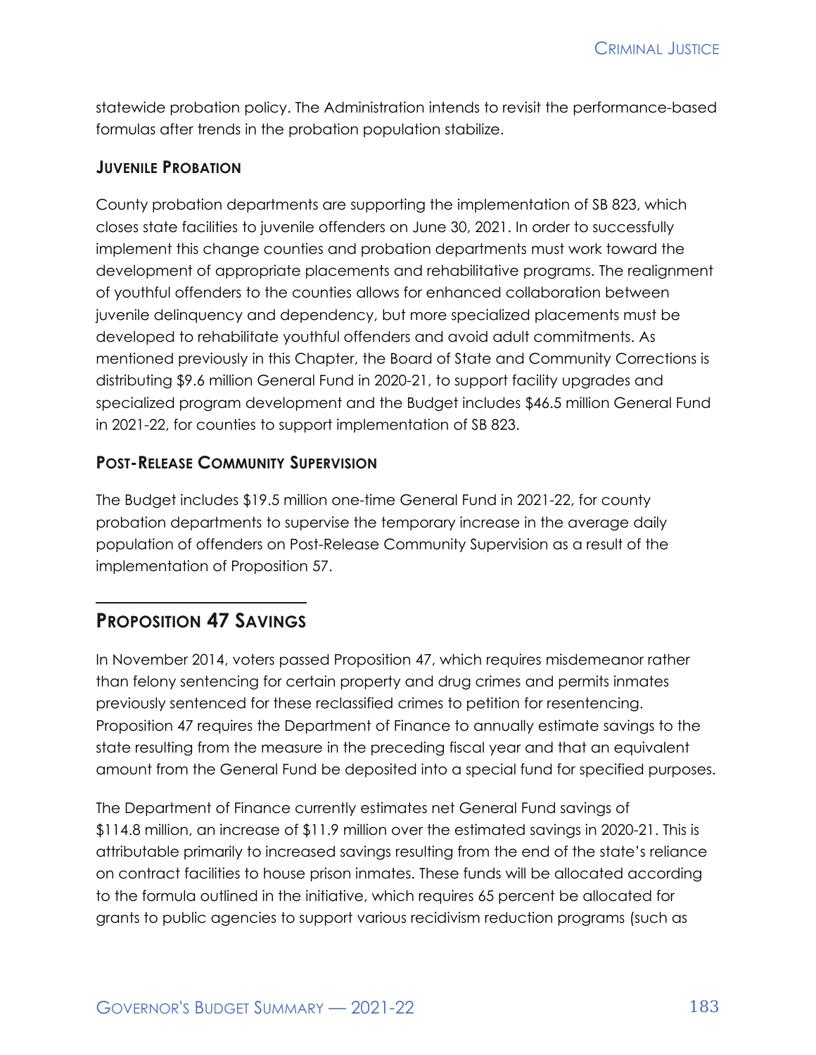statewide probation policy. The Administration intends to revisit the performance-based formulas after trends in the probation population stabilize.

### Juvenile Probation

County probation departments are supporting the implementation of SB 823, which closes state facilities to juvenile offenders on June 30, 2021. In order to successfully implement this change counties and probation departments must work toward the development of appropriate placements and rehabilitative programs. The realignment of youthful offenders to the counties allows for enhanced collaboration between juvenile delinquency and dependency, but more specialized placements must be developed to rehabilitate youthful offenders and avoid adult commitments. As mentioned previously in this Chapter, the Board of State and Community Corrections is distributing $9.6 million General Fund in 2020-21, to support facility upgrades and specialized program development and the Budget includes $46.5 million General Fund in 2021-22, for counties to support implementation of SB 823.

### Post-Release Community Supervision

The Budget includes $19.5 million one-time General Fund in 2021-22, for county probation departments to supervise the temporary increase in the average daily population of offenders on Post-Release Community Supervision as a result of the implementation of Proposition 57.

## Proposition 47 Savings

In November 2014, voters passed Proposition 47, which requires misdemeanor rather than felony sentencing for certain property and drug crimes and permits inmates previously sentenced for these reclassified crimes to petition for resentencing. Proposition 47 requires the Department of Finance to annually estimate savings to the state resulting from the measure in the preceding fiscal year and that an equivalent amount from the General Fund be deposited into a special fund for specified purposes.

The Department of Finance currently estimates net General Fund savings of $114.8 million, an increase of $11.9 million over the estimated savings in 2020-21. This is attributable primarily to increased savings resulting from the end of the state's reliance on contract facilities to house prison inmates. These funds will be allocated according to the formula outlined in the initiative, which requires 65 percent be allocated for grants to public agencies to support various recidivism reduction programs (such as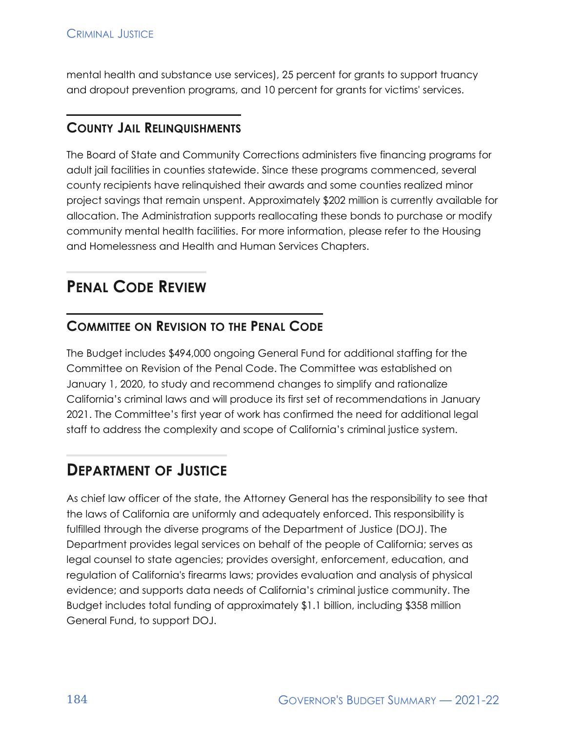mental health and substance use services), 25 percent for grants to support truancy and dropout prevention programs, and 10 percent for grants for victims' services.

### County Jail Relinquishments

The Board of State and Community Corrections administers five financing programs for adult jail facilities in counties statewide. Since these programs commenced, several county recipients have relinquished their awards and some counties realized minor project savings that remain unspent. Approximately $202 million is currently available for allocation. The Administration supports reallocating these bonds to purchase or modify community mental health facilities. For more information, please refer to the Housing and Homelessness and Health and Human Services Chapters.

## Penal Code Review

### Committee on Revision to the Penal Code

The Budget includes $494,000 ongoing General Fund for additional staffing for the Committee on Revision of the Penal Code. The Committee was established on January 1, 2020, to study and recommend changes to simplify and rationalize California's criminal laws and will produce its first set of recommendations in January 2021. The Committee's first year of work has confirmed the need for additional legal staff to address the complexity and scope of California's criminal justice system.

## Department of Justice

As chief law officer of the state, the Attorney General has the responsibility to see that the laws of California are uniformly and adequately enforced. This responsibility is fulfilled through the diverse programs of the Department of Justice (DOJ). The Department provides legal services on behalf of the people of California; serves as legal counsel to state agencies; provides oversight, enforcement, education, and regulation of California's firearms laws; provides evaluation and analysis of physical evidence; and supports data needs of California's criminal justice community. The Budget includes total funding of approximately $1.1 billion, including $358 million General Fund, to support DOJ.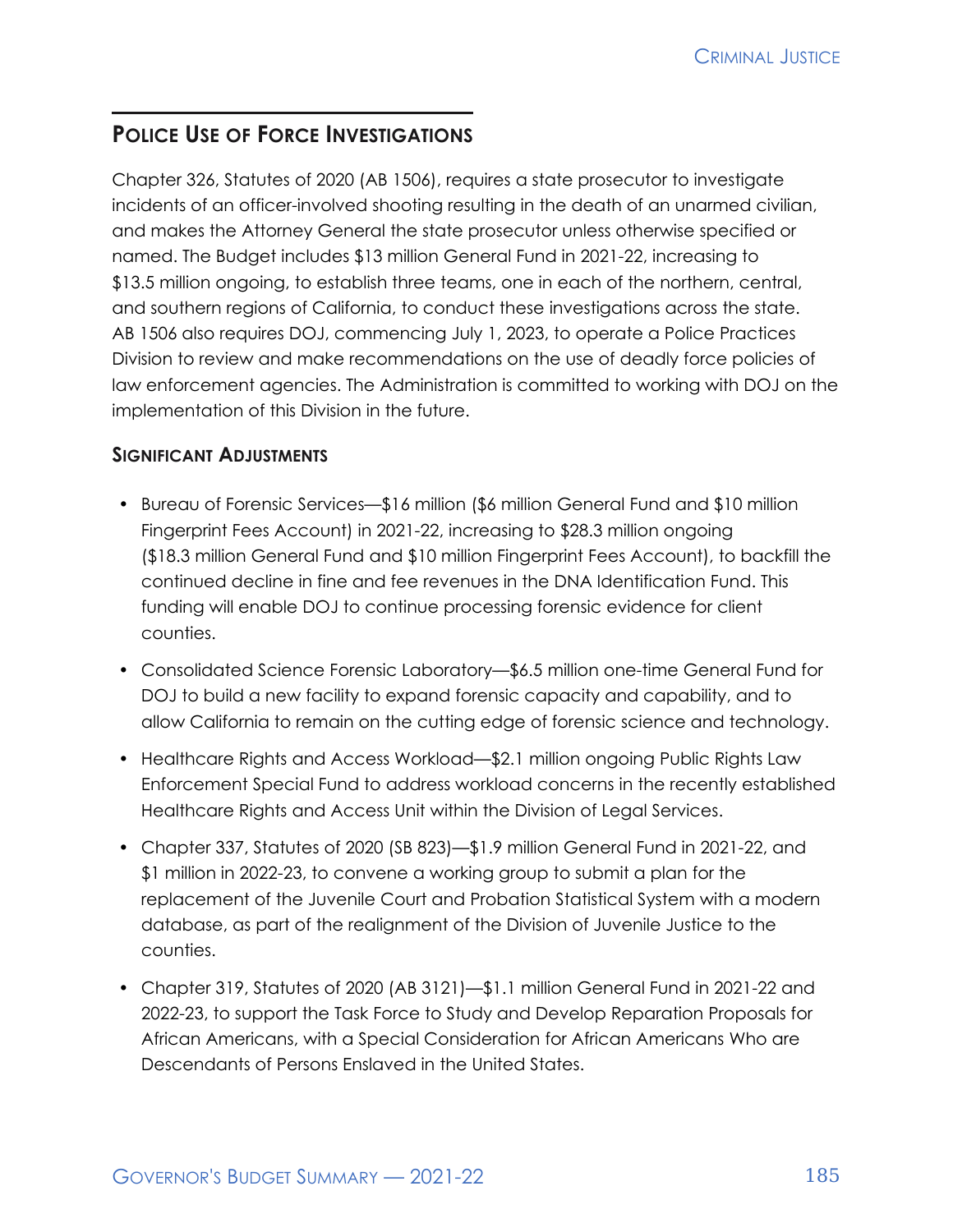## Police Use of Force Investigations

Chapter 326, Statutes of 2020 (AB 1506), requires a state prosecutor to investigate incidents of an officer-involved shooting resulting in the death of an unarmed civilian, and makes the Attorney General the state prosecutor unless otherwise specified or named. The Budget includes $13 million General Fund in 2021-22, increasing to $13.5 million ongoing, to establish three teams, one in each of the northern, central, and southern regions of California, to conduct these investigations across the state. AB 1506 also requires DOJ, commencing July 1, 2023, to operate a Police Practices Division to review and make recommendations on the use of deadly force policies of law enforcement agencies. The Administration is committed to working with DOJ on the implementation of this Division in the future.

### Significant Adjustments

- Bureau of Forensic Services—$16 million ($6 million General Fund and $10 million Fingerprint Fees Account) in 2021-22, increasing to $28.3 million ongoing ($18.3 million General Fund and $10 million Fingerprint Fees Account), to backfill the continued decline in fine and fee revenues in the DNA Identification Fund. This funding will enable DOJ to continue processing forensic evidence for client counties.
- Consolidated Science Forensic Laboratory—$6.5 million one-time General Fund for DOJ to build a new facility to expand forensic capacity and capability, and to allow California to remain on the cutting edge of forensic science and technology.
- Healthcare Rights and Access Workload—$2.1 million ongoing Public Rights Law Enforcement Special Fund to address workload concerns in the recently established Healthcare Rights and Access Unit within the Division of Legal Services.
- Chapter 337, Statutes of 2020 (SB 823)—$1.9 million General Fund in 2021-22, and $1 million in 2022-23, to convene a working group to submit a plan for the replacement of the Juvenile Court and Probation Statistical System with a modern database, as part of the realignment of the Division of Juvenile Justice to the counties.
- Chapter 319, Statutes of 2020 (AB 3121)—$1.1 million General Fund in 2021-22 and 2022-23, to support the Task Force to Study and Develop Reparation Proposals for African Americans, with a Special Consideration for African Americans Who are Descendants of Persons Enslaved in the United States.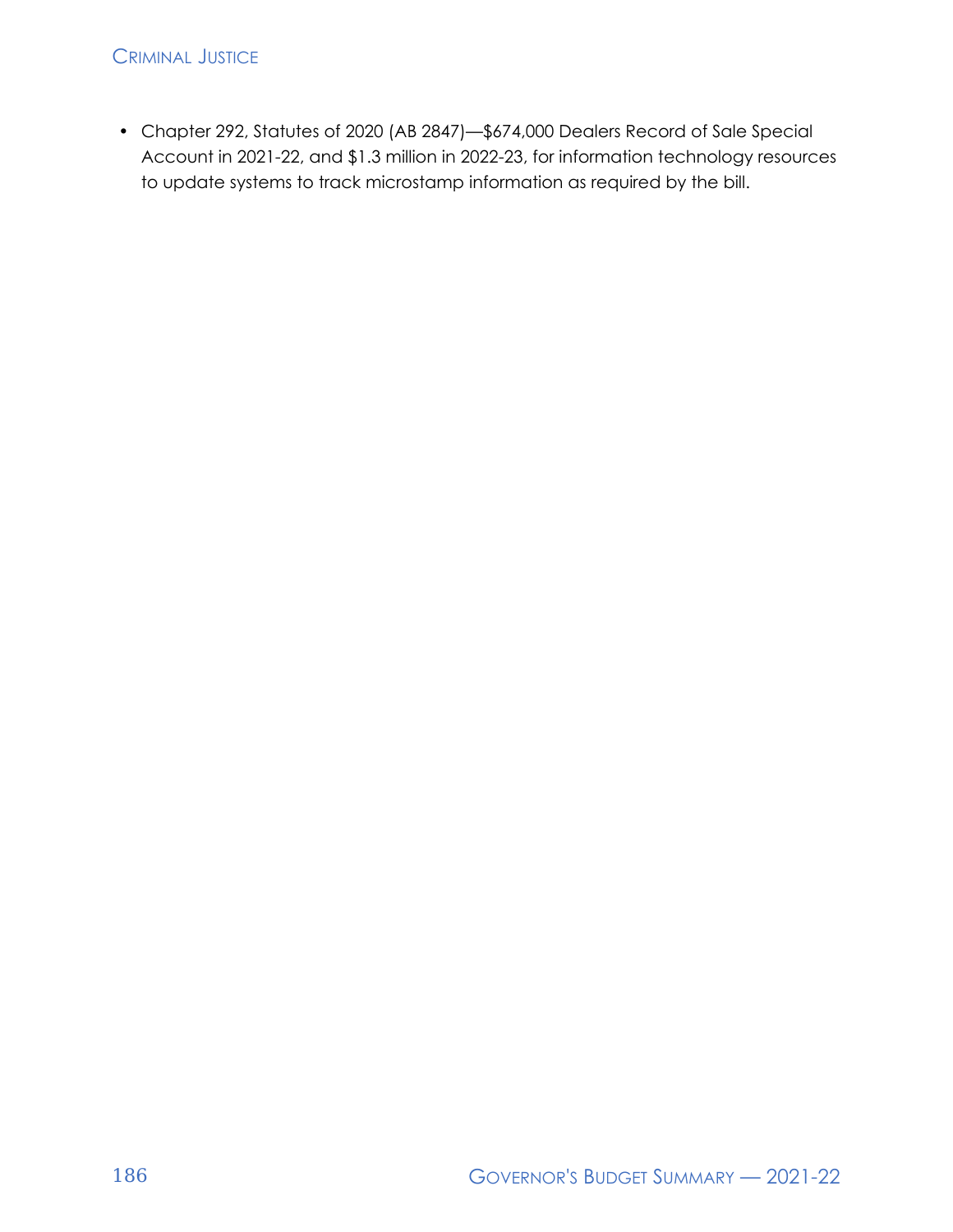- Chapter 292, Statutes of 2020 (AB 2847)—$674,000 Dealers Record of Sale Special Account in 2021-22, and $1.3 million in 2022-23, for information technology resources to update systems to track microstamp information as required by the bill.